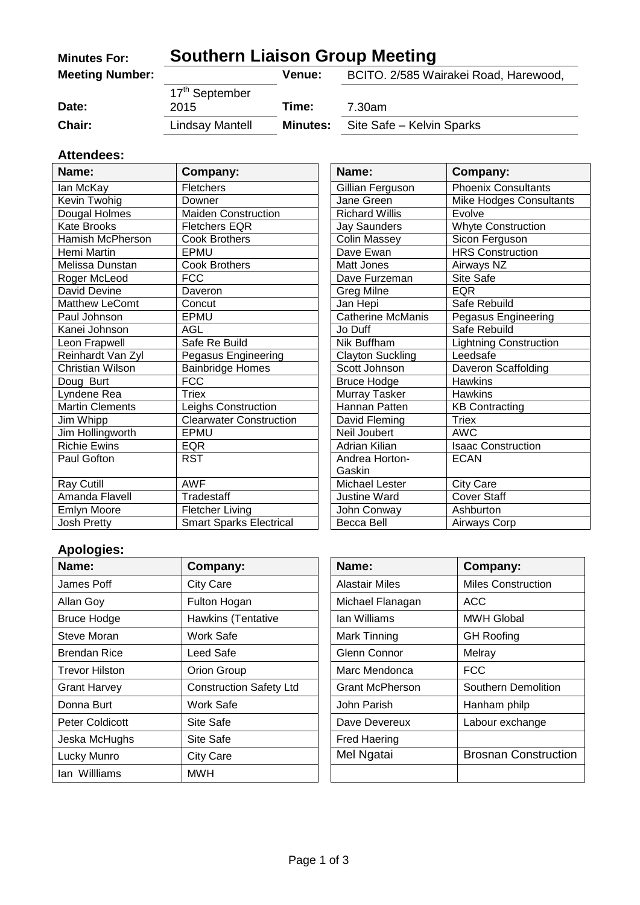# Southern Liaison Group Meeting

| | | | |
|---|---|---|---|
| **Minutes For:** | **Southern Liaison Group Meeting** | | |
| **Meeting Number:** | | **Venue:** | BCITO. 2/585 Wairakei Road, Harewood, |
| **Date:** | 17th September 2015 | **Time:** | 7.30am |
| **Chair:** | Lindsay Mantell | **Minutes:** | Site Safe – Kelvin Sparks |

## Attendees:

| Name: | Company: |
|---|---|
| Ian McKay | Fletchers |
| Kevin Twohig | Downer |
| Dougal Holmes | Maiden Construction |
| Kate Brooks | Fletchers EQR |
| Hamish McPherson | Cook Brothers |
| Hemi Martin | EPMU |
| Melissa Dunstan | Cook Brothers |
| Roger McLeod | FCC |
| David Devine | Daveron |
| Matthew LeComt | Concut |
| Paul Johnson | EPMU |
| Kanei Johnson | AGL |
| Leon Frapwell | Safe Re Build |
| Reinhardt Van Zyl | Pegasus Engineering |
| Christian Wilson | Bainbridge Homes |
| Doug Burt | FCC |
| Lyndene Rea | Triex |
| Martin Clements | Leighs Construction |
| Jim Whipp | Clearwater Construction |
| Jim Hollingworth | EPMU |
| Richie Ewins | EQR |
| Paul Gofton | RST |
| Ray Cutill | AWF |
| Amanda Flavell | Tradestaff |
| Emlyn Moore | Fletcher Living |
| Josh Pretty | Smart Sparks Electrical |
| Gillian Ferguson | Phoenix Consultants |
| Jane Green | Mike Hodges Consultants |
| Richard Willis | Evolve |
| Jay Saunders | Whyte Construction |
| Colin Massey | Sicon Ferguson |
| Dave Ewan | HRS Construction |
| Matt Jones | Airways NZ |
| Dave Furzeman | Site Safe |
| Greg Milne | EQR |
| Jan Hepi | Safe Rebuild |
| Catherine McManis | Pegasus Engineering |
| Jo Duff | Safe Rebuild |
| Nik Buffham | Lightning Construction |
| Clayton Suckling | Leedsafe |
| Scott Johnson | Daveron Scaffolding |
| Bruce Hodge | Hawkins |
| Murray Tasker | Hawkins |
| Hannan Patten | KB Contracting |
| David Fleming | Triex |
| Neil Joubert | AWC |
| Adrian Kilian | Isaac Construction |
| Andrea Horton-Gaskin | ECAN |
| Michael Lester | City Care |
| Justine Ward | Cover Staff |
| John Conway | Ashburton |
| Becca Bell | Airways Corp |

## Apologies:

| Name: | Company: |
|---|---|
| James Poff | City Care |
| Allan Goy | Fulton Hogan |
| Bruce Hodge | Hawkins (Tentative |
| Steve Moran | Work Safe |
| Brendan Rice | Leed Safe |
| Trevor Hilston | Orion Group |
| Grant Harvey | Construction Safety Ltd |
| Donna Burt | Work Safe |
| Peter Coldicott | Site Safe |
| Jeska McHughs | Site Safe |
| Lucky Munro | City Care |
| Ian Willliams | MWH |
| Alastair Miles | Miles Construction |
| Michael Flanagan | ACC |
| Ian Williams | MWH Global |
| Mark Tinning | GH Roofing |
| Glenn Connor | Melray |
| Marc Mendonca | FCC |
| Grant McPherson | Southern Demolition |
| John Parish | Hanham philp |
| Dave Devereux | Labour exchange |
| Fred Haering | |
| Mel Ngatai | Brosnan Construction |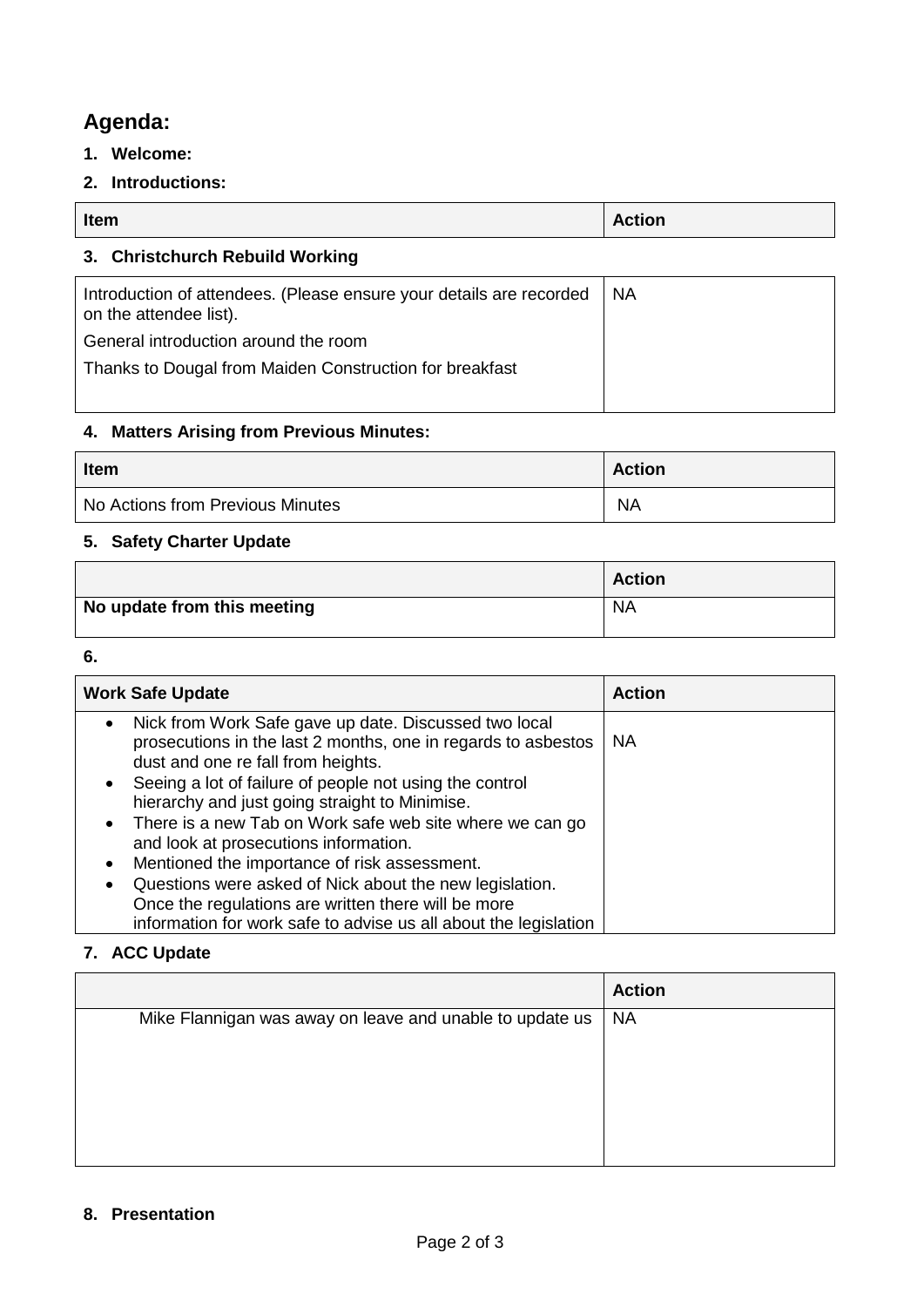## Agenda:

1. **Welcome:**
2. **Introductions:**

| Item | Action |
|---|---|

3. **Christchurch Rebuild Working**

| | |
|---|---|
| Introduction of attendees. (Please ensure your details are recorded on the attendee list).<br>General introduction around the room<br>Thanks to Dougal from Maiden Construction for breakfast | NA |

4. **Matters Arising from Previous Minutes:**

| Item | Action |
|---|---|
| No Actions from Previous Minutes | NA |

5. **Safety Charter Update**

| | Action |
|---|---|
| **No update from this meeting** | NA |

6.

| Work Safe Update | Action |
|---|---|
| • Nick from Work Safe gave up date. Discussed two local prosecutions in the last 2 months, one in regards to asbestos dust and one re fall from heights.<br>• Seeing a lot of failure of people not using the control hierarchy and just going straight to Minimise.<br>• There is a new Tab on Work safe web site where we can go and look at prosecutions information.<br>• Mentioned the importance of risk assessment.<br>• Questions were asked of Nick about the new legislation. Once the regulations are written there will be more information for work safe to advise us all about the legislation | NA |

7. **ACC Update**

| | Action |
|---|---|
| Mike Flannigan was away on leave and unable to update us | NA |

8. **Presentation**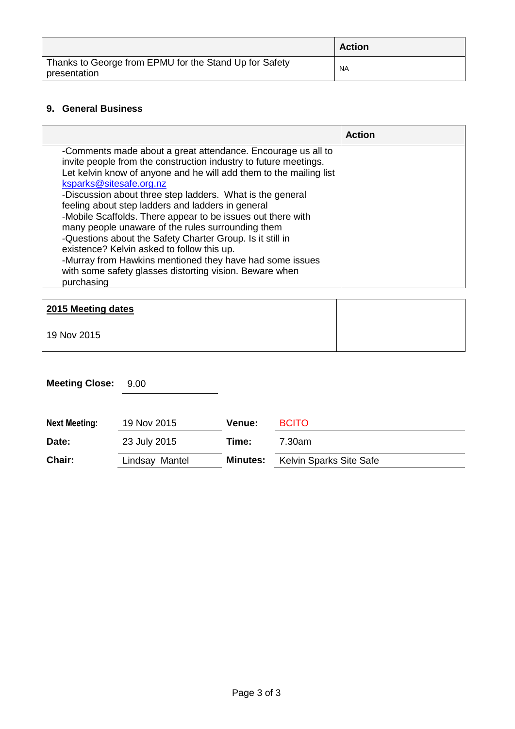| | Action |
|---|---|
| Thanks to George from EPMU for the Stand Up for Safety presentation | NA |

### 9. General Business

| | Action |
|---|---|
| -Comments made about a great attendance. Encourage us all to invite people from the construction industry to future meetings. Let kelvin know of anyone and he will add them to the mailing list ksparks@sitesafe.org.nz<br>-Discussion about three step ladders. What is the general feeling about step ladders and ladders in general<br>-Mobile Scaffolds. There appear to be issues out there with many people unaware of the rules surrounding them<br>-Questions about the Safety Charter Group. Is it still in existence? Kelvin asked to follow this up.<br>-Murray from Hawkins mentioned they have had some issues with some safety glasses distorting vision. Beware when purchasing | |

| | |
|---|---|
| **2015 Meeting dates**<br><br>19 Nov 2015 | |

**Meeting Close:** 9.00

| | | | |
|---|---|---|---|
| **Next Meeting:** | 19 Nov 2015 | **Venue:** | BCITO |
| **Date:** | 23 July 2015 | **Time:** | 7.30am |
| **Chair:** | Lindsay Mantel | **Minutes:** | Kelvin Sparks Site Safe |